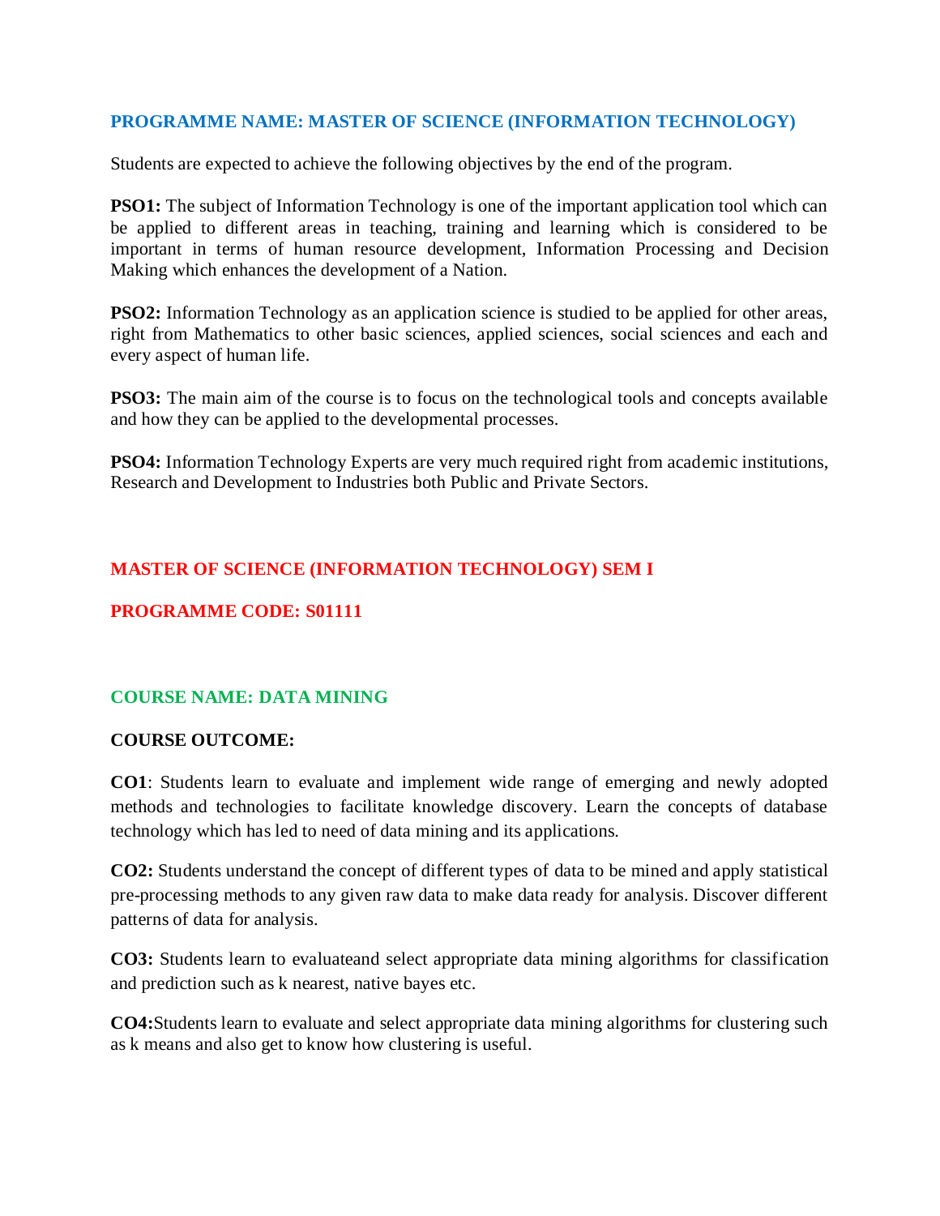## PROGRAMME NAME: MASTER OF SCIENCE (INFORMATION TECHNOLOGY)

Students are expected to achieve the following objectives by the end of the program.

**PSO1:** The subject of Information Technology is one of the important application tool which can be applied to different areas in teaching, training and learning which is considered to be important in terms of human resource development, Information Processing and Decision Making which enhances the development of a Nation.

**PSO2:** Information Technology as an application science is studied to be applied for other areas, right from Mathematics to other basic sciences, applied sciences, social sciences and each and every aspect of human life.

**PSO3:** The main aim of the course is to focus on the technological tools and concepts available and how they can be applied to the developmental processes.

**PSO4:** Information Technology Experts are very much required right from academic institutions, Research and Development to Industries both Public and Private Sectors.

## MASTER OF SCIENCE (INFORMATION TECHNOLOGY) SEM I

## PROGRAMME CODE: S01111

### COURSE NAME: DATA MINING

**COURSE OUTCOME:**

**CO1**: Students learn to evaluate and implement wide range of emerging and newly adopted methods and technologies to facilitate knowledge discovery. Learn the concepts of database technology which has led to need of data mining and its applications.

**CO2:** Students understand the concept of different types of data to be mined and apply statistical pre-processing methods to any given raw data to make data ready for analysis. Discover different patterns of data for analysis.

**CO3:** Students learn to evaluateand select appropriate data mining algorithms for classification and prediction such as k nearest, native bayes etc.

**CO4:**Students learn to evaluate and select appropriate data mining algorithms for clustering such as k means and also get to know how clustering is useful.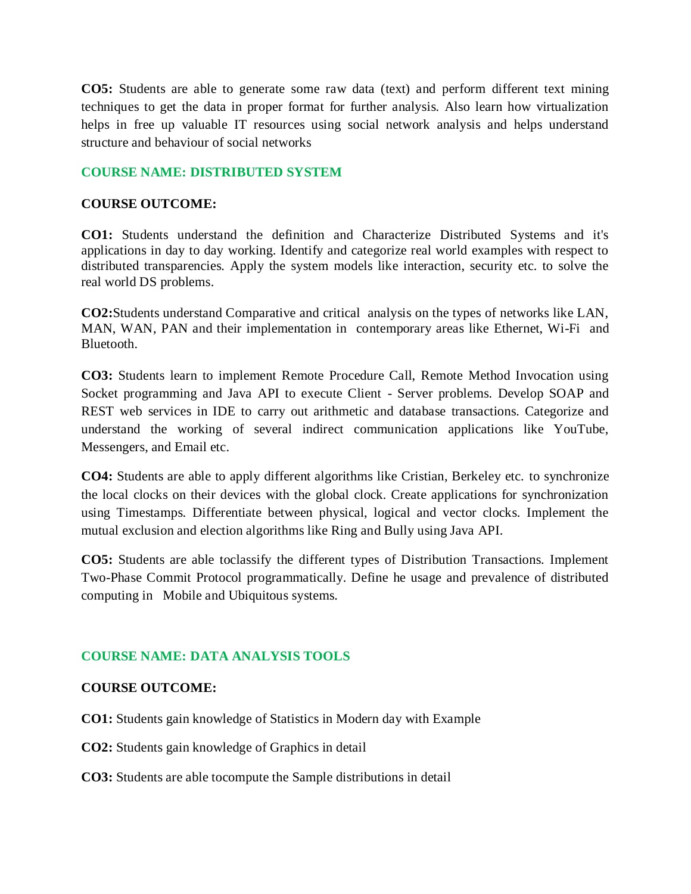**CO5:** Students are able to generate some raw data (text) and perform different text mining techniques to get the data in proper format for further analysis. Also learn how virtualization helps in free up valuable IT resources using social network analysis and helps understand structure and behaviour of social networks

## COURSE NAME: DISTRIBUTED SYSTEM

**COURSE OUTCOME:**

**CO1:** Students understand the definition and Characterize Distributed Systems and it's applications in day to day working. Identify and categorize real world examples with respect to distributed transparencies. Apply the system models like interaction, security etc. to solve the real world DS problems.

**CO2:**Students understand Comparative and critical analysis on the types of networks like LAN, MAN, WAN, PAN and their implementation in contemporary areas like Ethernet, Wi-Fi and Bluetooth.

**CO3:** Students learn to implement Remote Procedure Call, Remote Method Invocation using Socket programming and Java API to execute Client - Server problems. Develop SOAP and REST web services in IDE to carry out arithmetic and database transactions. Categorize and understand the working of several indirect communication applications like YouTube, Messengers, and Email etc.

**CO4:** Students are able to apply different algorithms like Cristian, Berkeley etc. to synchronize the local clocks on their devices with the global clock. Create applications for synchronization using Timestamps. Differentiate between physical, logical and vector clocks. Implement the mutual exclusion and election algorithms like Ring and Bully using Java API.

**CO5:** Students are able toclassify the different types of Distribution Transactions. Implement Two-Phase Commit Protocol programmatically. Define he usage and prevalence of distributed computing in Mobile and Ubiquitous systems.

## COURSE NAME: DATA ANALYSIS TOOLS

**COURSE OUTCOME:**

**CO1:** Students gain knowledge of Statistics in Modern day with Example

**CO2:** Students gain knowledge of Graphics in detail

**CO3:** Students are able tocompute the Sample distributions in detail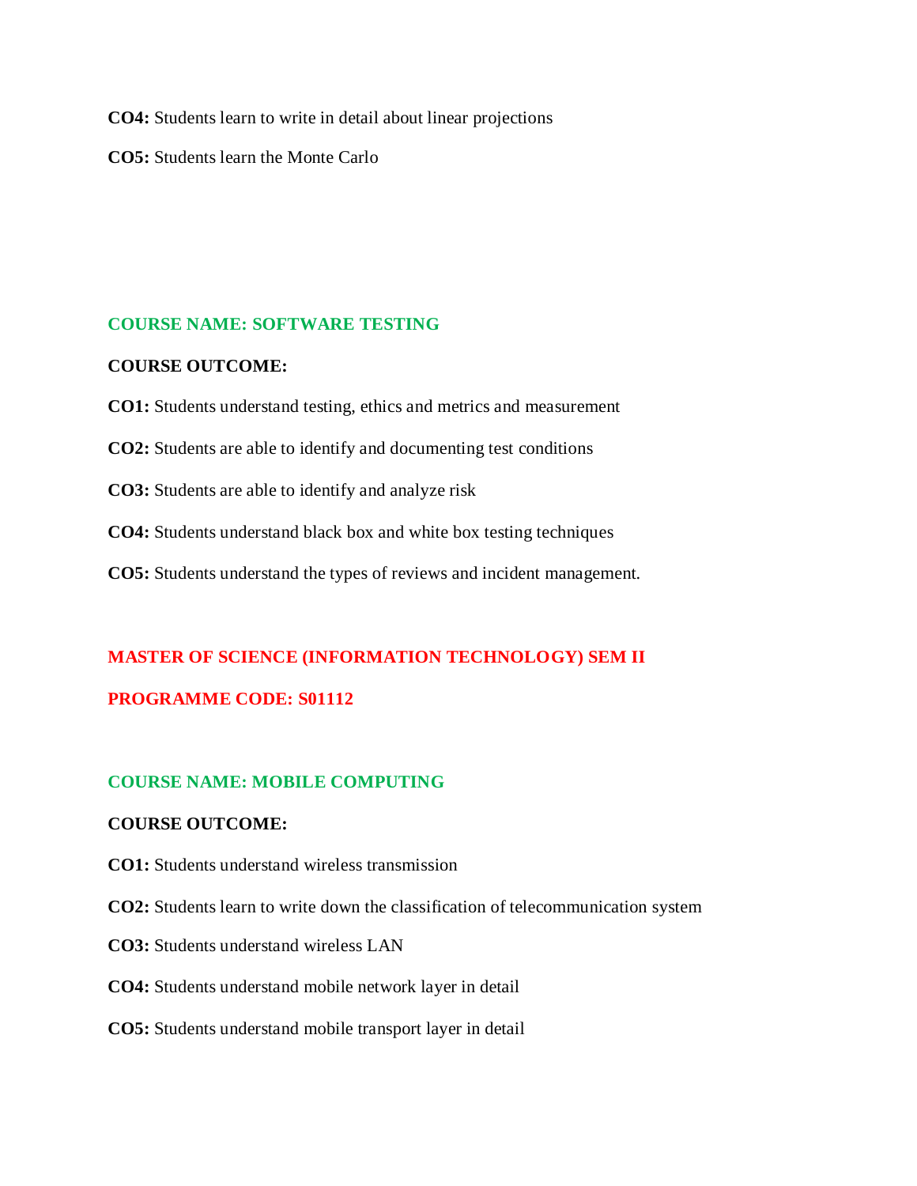**CO4:** Students learn to write in detail about linear projections

**CO5:** Students learn the Monte Carlo

## COURSE NAME: SOFTWARE TESTING

**COURSE OUTCOME:**

**CO1:** Students understand testing, ethics and metrics and measurement

**CO2:** Students are able to identify and documenting test conditions

**CO3:** Students are able to identify and analyze risk

**CO4:** Students understand black box and white box testing techniques

**CO5:** Students understand the types of reviews and incident management.

# MASTER OF SCIENCE (INFORMATION TECHNOLOGY) SEM II

# PROGRAMME CODE: S01112

## COURSE NAME: MOBILE COMPUTING

**COURSE OUTCOME:**

**CO1:** Students understand wireless transmission

**CO2:** Students learn to write down the classification of telecommunication system

**CO3:** Students understand wireless LAN

**CO4:** Students understand mobile network layer in detail

**CO5:** Students understand mobile transport layer in detail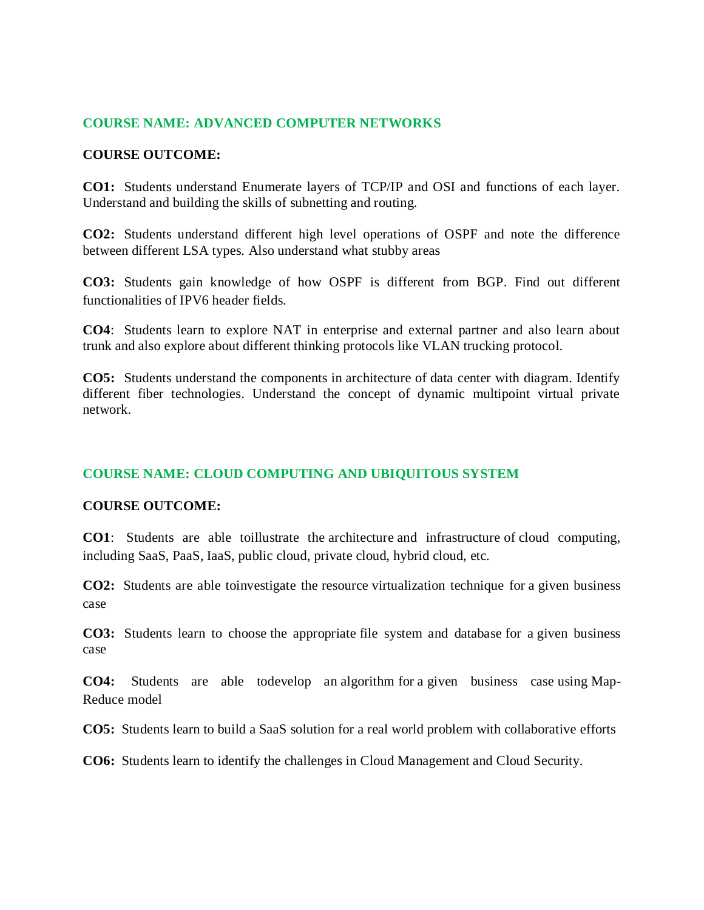## COURSE NAME: ADVANCED COMPUTER NETWORKS

**COURSE OUTCOME:**

**CO1:** Students understand Enumerate layers of TCP/IP and OSI and functions of each layer. Understand and building the skills of subnetting and routing.

**CO2:** Students understand different high level operations of OSPF and note the difference between different LSA types. Also understand what stubby areas

**CO3:** Students gain knowledge of how OSPF is different from BGP. Find out different functionalities of IPV6 header fields.

**CO4**: Students learn to explore NAT in enterprise and external partner and also learn about trunk and also explore about different thinking protocols like VLAN trucking protocol.

**CO5:** Students understand the components in architecture of data center with diagram. Identify different fiber technologies. Understand the concept of dynamic multipoint virtual private network.

## COURSE NAME: CLOUD COMPUTING AND UBIQUITOUS SYSTEM

**COURSE OUTCOME:**

**CO1**: Students are able toillustrate the architecture and infrastructure of cloud computing, including SaaS, PaaS, IaaS, public cloud, private cloud, hybrid cloud, etc.

**CO2:** Students are able toinvestigate the resource virtualization technique for a given business case

**CO3:** Students learn to choose the appropriate file system and database for a given business case

**CO4:** Students are able todevelop an algorithm for a given business case using Map-Reduce model

**CO5:** Students learn to build a SaaS solution for a real world problem with collaborative efforts

**CO6:** Students learn to identify the challenges in Cloud Management and Cloud Security.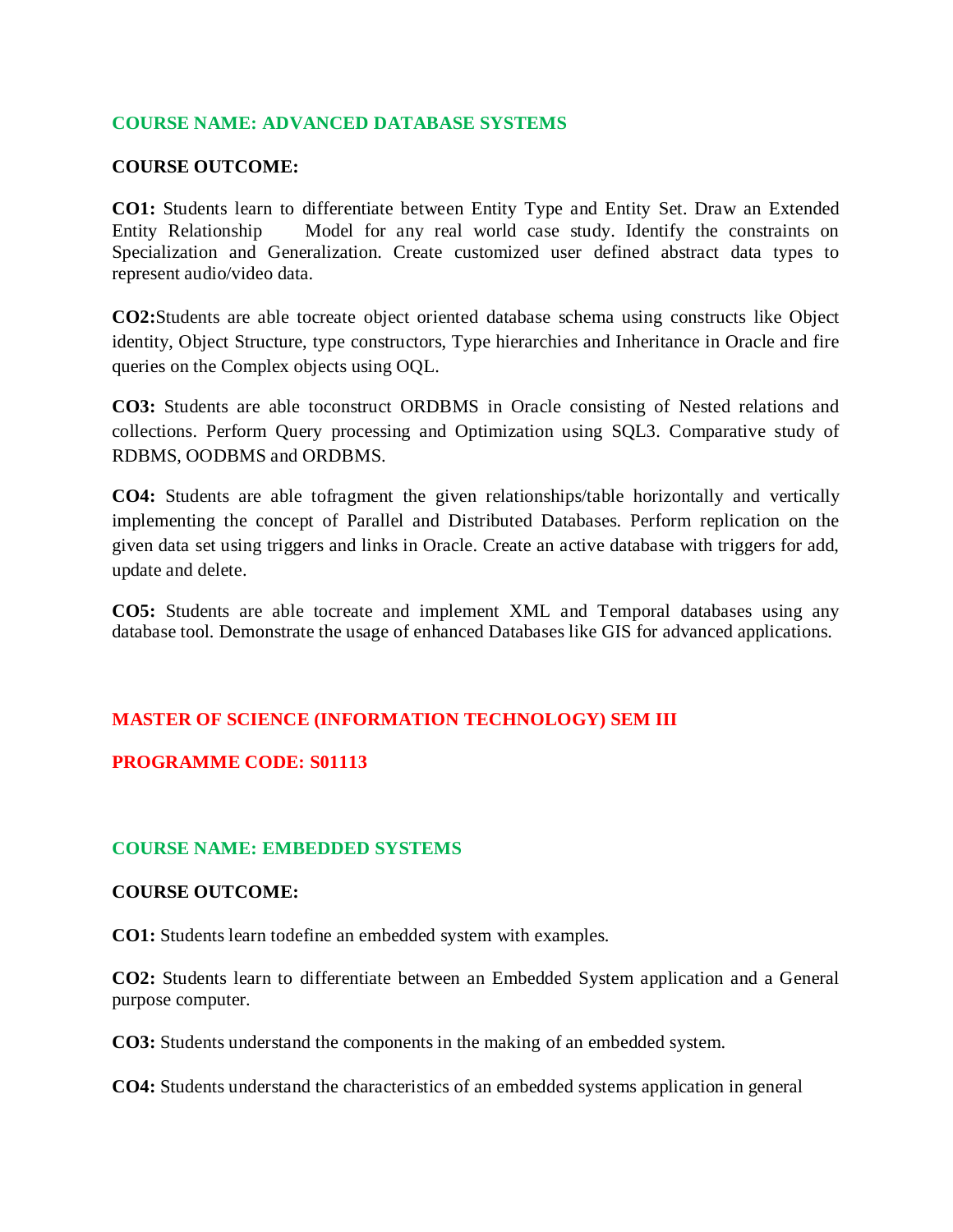## COURSE NAME: ADVANCED DATABASE SYSTEMS

**COURSE OUTCOME:**

**CO1:** Students learn to differentiate between Entity Type and Entity Set. Draw an Extended Entity Relationship Model for any real world case study. Identify the constraints on Specialization and Generalization. Create customized user defined abstract data types to represent audio/video data.

**CO2:**Students are able tocreate object oriented database schema using constructs like Object identity, Object Structure, type constructors, Type hierarchies and Inheritance in Oracle and fire queries on the Complex objects using OQL.

**CO3:** Students are able toconstruct ORDBMS in Oracle consisting of Nested relations and collections. Perform Query processing and Optimization using SQL3. Comparative study of RDBMS, OODBMS and ORDBMS.

**CO4:** Students are able tofragment the given relationships/table horizontally and vertically implementing the concept of Parallel and Distributed Databases. Perform replication on the given data set using triggers and links in Oracle. Create an active database with triggers for add, update and delete.

**CO5:** Students are able tocreate and implement XML and Temporal databases using any database tool. Demonstrate the usage of enhanced Databases like GIS for advanced applications.

# MASTER OF SCIENCE (INFORMATION TECHNOLOGY) SEM III

## PROGRAMME CODE: S01113

## COURSE NAME: EMBEDDED SYSTEMS

**COURSE OUTCOME:**

**CO1:** Students learn todefine an embedded system with examples.

**CO2:** Students learn to differentiate between an Embedded System application and a General purpose computer.

**CO3:** Students understand the components in the making of an embedded system.

**CO4:** Students understand the characteristics of an embedded systems application in general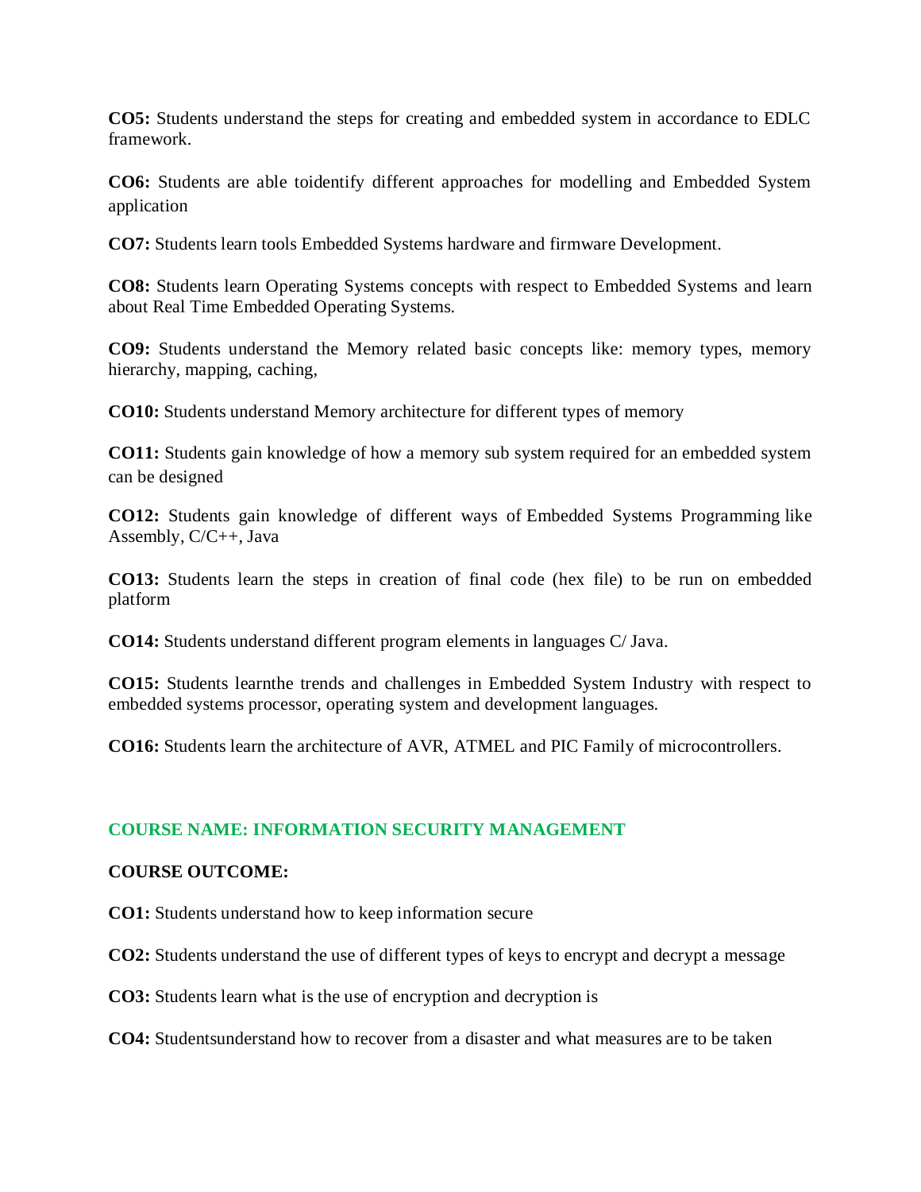**CO5:** Students understand the steps for creating and embedded system in accordance to EDLC framework.

**CO6:** Students are able toidentify different approaches for modelling and Embedded System application

**CO7:** Students learn tools Embedded Systems hardware and firmware Development.

**CO8:** Students learn Operating Systems concepts with respect to Embedded Systems and learn about Real Time Embedded Operating Systems.

**CO9:** Students understand the Memory related basic concepts like: memory types, memory hierarchy, mapping, caching,

**CO10:** Students understand Memory architecture for different types of memory

**CO11:** Students gain knowledge of how a memory sub system required for an embedded system can be designed

**CO12:** Students gain knowledge of different ways of Embedded Systems Programming like Assembly, C/C++, Java

**CO13:** Students learn the steps in creation of final code (hex file) to be run on embedded platform

**CO14:** Students understand different program elements in languages C/ Java.

**CO15:** Students learnthe trends and challenges in Embedded System Industry with respect to embedded systems processor, operating system and development languages.

**CO16:** Students learn the architecture of AVR, ATMEL and PIC Family of microcontrollers.

## COURSE NAME: INFORMATION SECURITY MANAGEMENT

**COURSE OUTCOME:**

**CO1:** Students understand how to keep information secure

**CO2:** Students understand the use of different types of keys to encrypt and decrypt a message

**CO3:** Students learn what is the use of encryption and decryption is

**CO4:** Studentsunderstand how to recover from a disaster and what measures are to be taken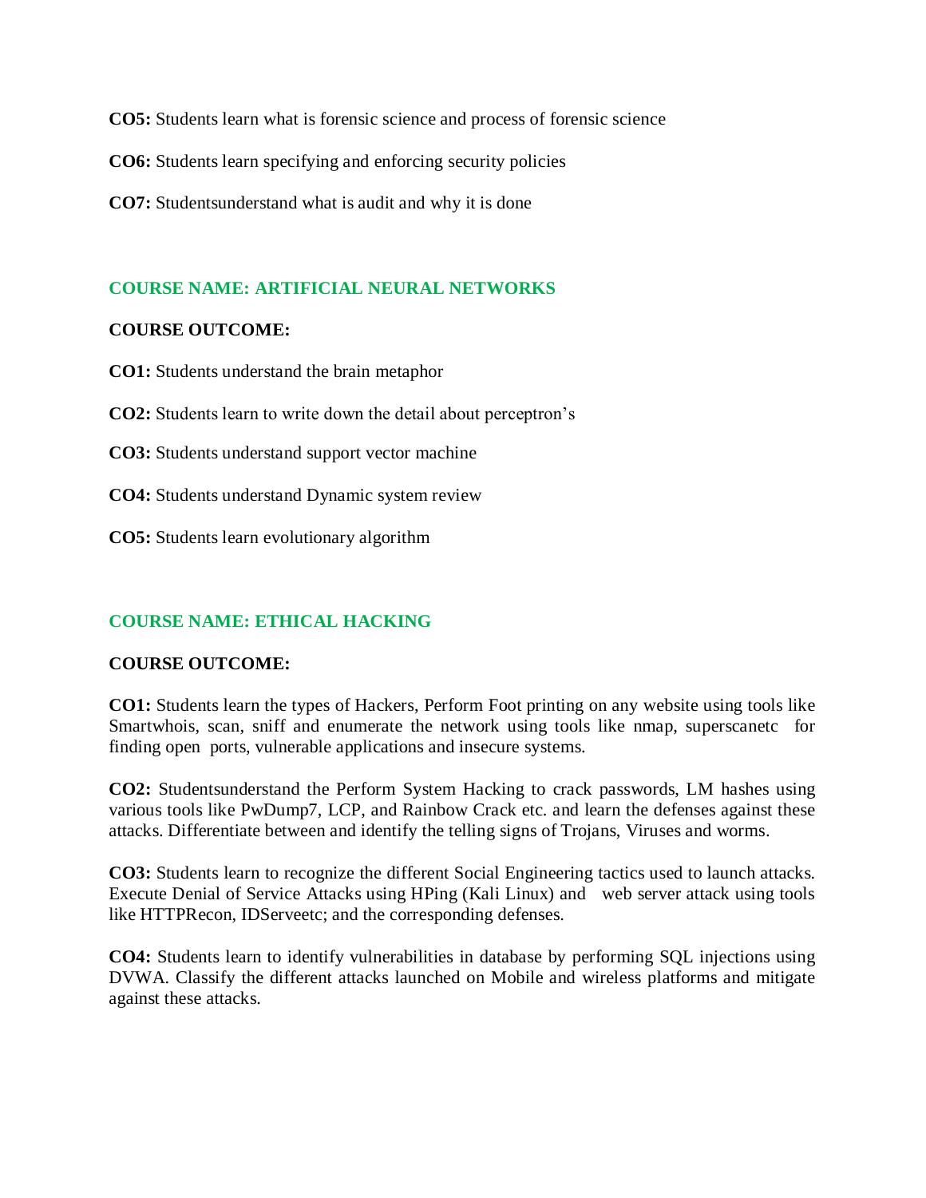**CO5:** Students learn what is forensic science and process of forensic science

**CO6:** Students learn specifying and enforcing security policies

**CO7:** Studentsunderstand what is audit and why it is done

## COURSE NAME: ARTIFICIAL NEURAL NETWORKS

**COURSE OUTCOME:**

**CO1:** Students understand the brain metaphor

**CO2:** Students learn to write down the detail about perceptron's

**CO3:** Students understand support vector machine

**CO4:** Students understand Dynamic system review

**CO5:** Students learn evolutionary algorithm

## COURSE NAME: ETHICAL HACKING

**COURSE OUTCOME:**

**CO1:** Students learn the types of Hackers, Perform Foot printing on any website using tools like Smartwhois, scan, sniff and enumerate the network using tools like nmap, superscanetc for finding open ports, vulnerable applications and insecure systems.

**CO2:** Studentsunderstand the Perform System Hacking to crack passwords, LM hashes using various tools like PwDump7, LCP, and Rainbow Crack etc. and learn the defenses against these attacks. Differentiate between and identify the telling signs of Trojans, Viruses and worms.

**CO3:** Students learn to recognize the different Social Engineering tactics used to launch attacks. Execute Denial of Service Attacks using HPing (Kali Linux) and web server attack using tools like HTTPRecon, IDServeetc; and the corresponding defenses.

**CO4:** Students learn to identify vulnerabilities in database by performing SQL injections using DVWA. Classify the different attacks launched on Mobile and wireless platforms and mitigate against these attacks.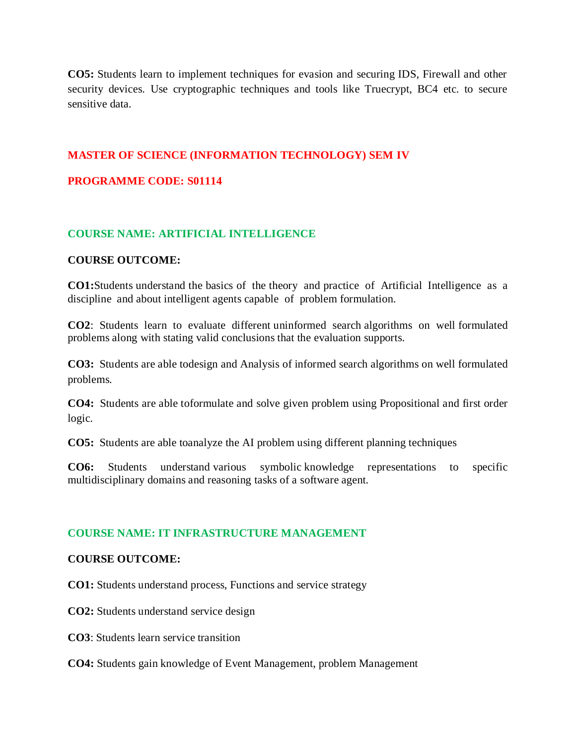**CO5:** Students learn to implement techniques for evasion and securing IDS, Firewall and other security devices. Use cryptographic techniques and tools like Truecrypt, BC4 etc. to secure sensitive data.

## MASTER OF SCIENCE (INFORMATION TECHNOLOGY) SEM IV

## PROGRAMME CODE: S01114

### COURSE NAME: ARTIFICIAL INTELLIGENCE

**COURSE OUTCOME:**

**CO1:**Students understand the basics of the theory and practice of Artificial Intelligence as a discipline and about intelligent agents capable of problem formulation.

**CO2**: Students learn to evaluate different uninformed search algorithms on well formulated problems along with stating valid conclusions that the evaluation supports.

**CO3:** Students are able todesign and Analysis of informed search algorithms on well formulated problems.

**CO4:** Students are able toformulate and solve given problem using Propositional and first order logic.

**CO5:** Students are able toanalyze the AI problem using different planning techniques

**CO6:** Students understand various symbolic knowledge representations to specific multidisciplinary domains and reasoning tasks of a software agent.

### COURSE NAME: IT INFRASTRUCTURE MANAGEMENT

**COURSE OUTCOME:**

**CO1:** Students understand process, Functions and service strategy

**CO2:** Students understand service design

**CO3**: Students learn service transition

**CO4:** Students gain knowledge of Event Management, problem Management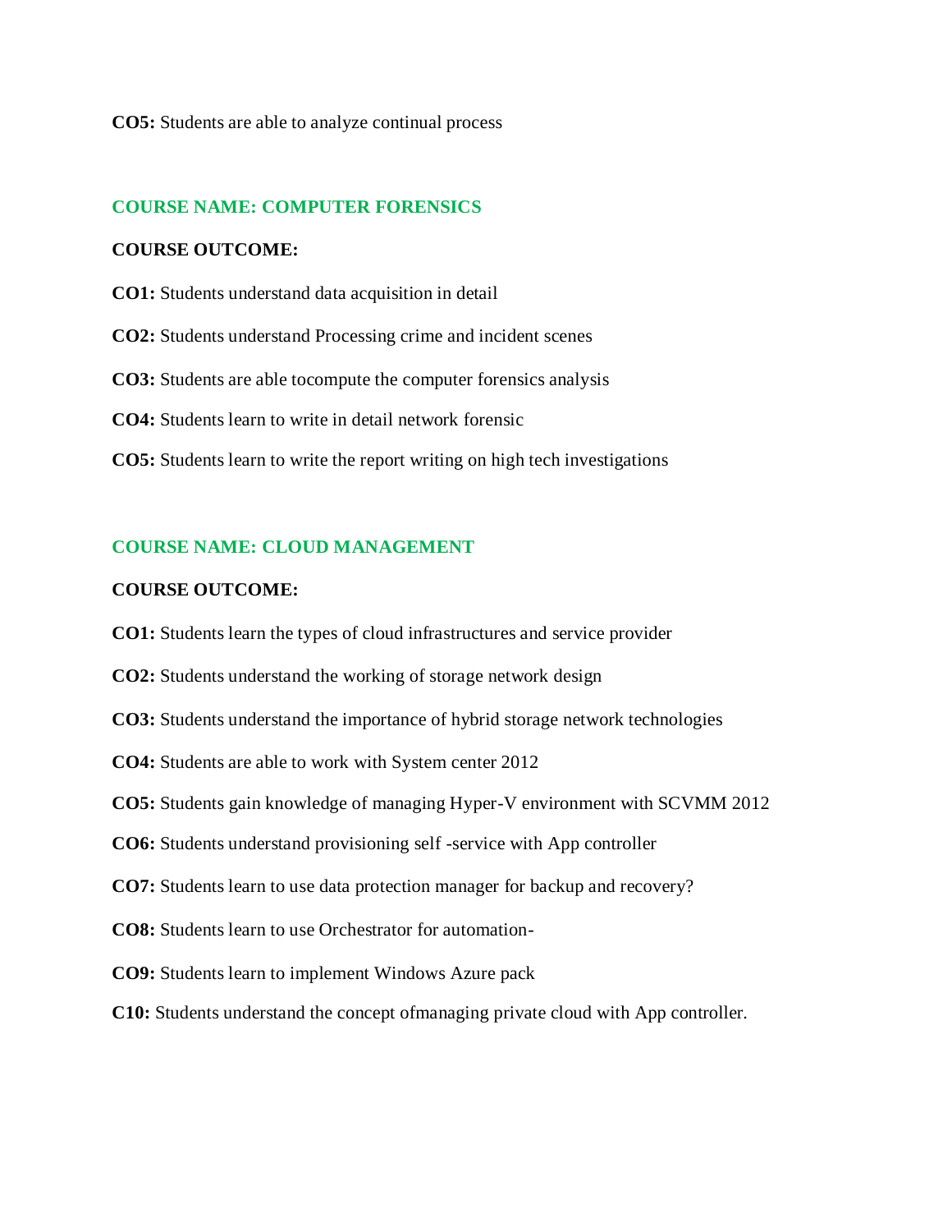**CO5:** Students are able to analyze continual process

## COURSE NAME: COMPUTER FORENSICS

**COURSE OUTCOME:**

**CO1:** Students understand data acquisition in detail

**CO2:** Students understand Processing crime and incident scenes

**CO3:** Students are able tocompute the computer forensics analysis

**CO4:** Students learn to write in detail network forensic

**CO5:** Students learn to write the report writing on high tech investigations

## COURSE NAME: CLOUD MANAGEMENT

**COURSE OUTCOME:**

**CO1:** Students learn the types of cloud infrastructures and service provider

**CO2:** Students understand the working of storage network design

**CO3:** Students understand the importance of hybrid storage network technologies

**CO4:** Students are able to work with System center 2012

**CO5:** Students gain knowledge of managing Hyper-V environment with SCVMM 2012

**CO6:** Students understand provisioning self -service with App controller

**CO7:** Students learn to use data protection manager for backup and recovery?

**CO8:** Students learn to use Orchestrator for automation-

**CO9:** Students learn to implement Windows Azure pack

**C10:** Students understand the concept ofmanaging private cloud with App controller.